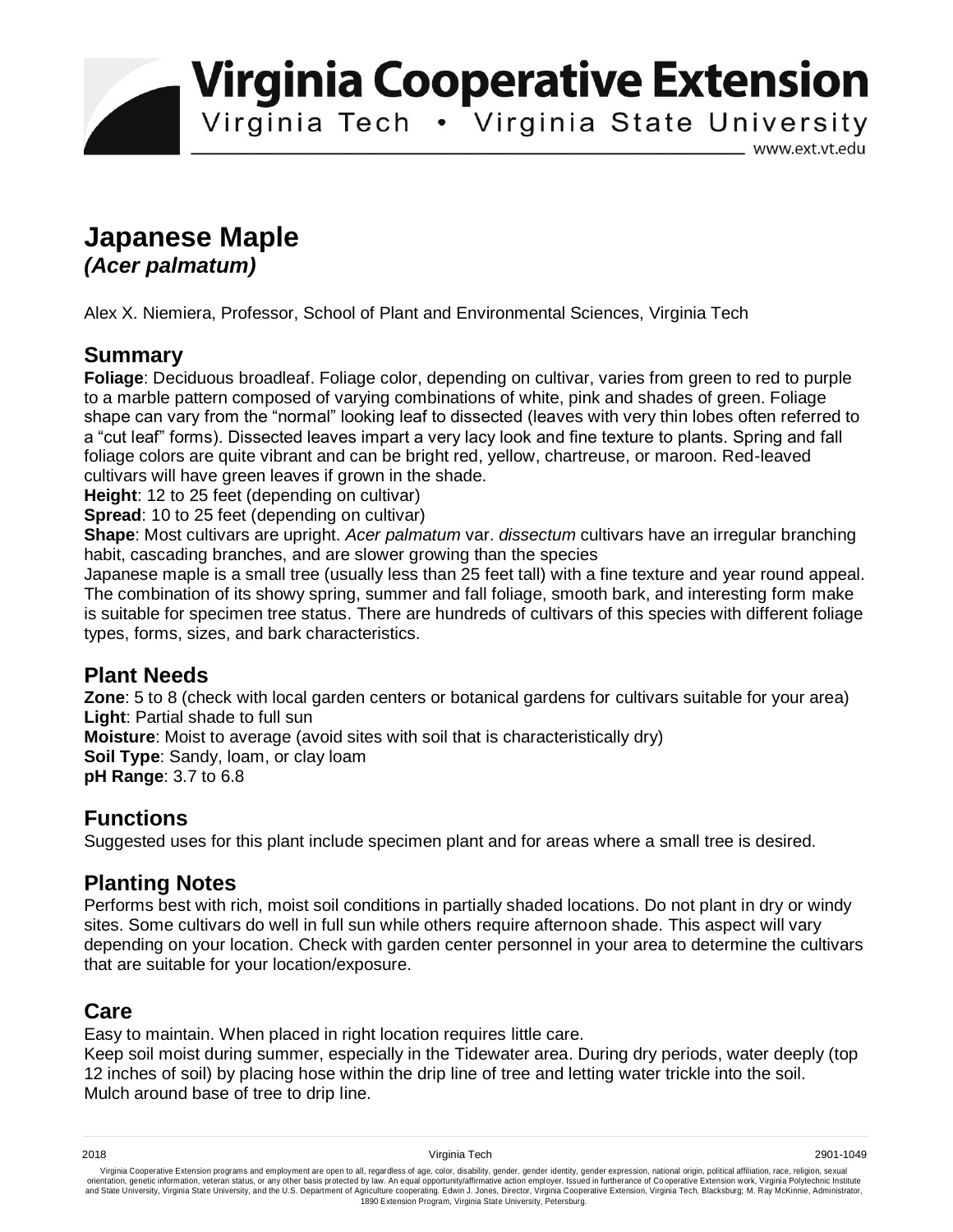# Virginia Cooperative Extension

Virginia Tech • Virginia State University

www.ext.vt.edu

# Japanese Maple
## *(Acer palmatum)*

Alex X. Niemiera, Professor, School of Plant and Environmental Sciences, Virginia Tech

## Summary

**Foliage**: Deciduous broadleaf. Foliage color, depending on cultivar, varies from green to red to purple to a marble pattern composed of varying combinations of white, pink and shades of green. Foliage shape can vary from the "normal" looking leaf to dissected (leaves with very thin lobes often referred to a "cut leaf" forms). Dissected leaves impart a very lacy look and fine texture to plants. Spring and fall foliage colors are quite vibrant and can be bright red, yellow, chartreuse, or maroon. Red-leaved cultivars will have green leaves if grown in the shade.
**Height**: 12 to 25 feet (depending on cultivar)
**Spread**: 10 to 25 feet (depending on cultivar)
**Shape**: Most cultivars are upright. *Acer palmatum* var. *dissectum* cultivars have an irregular branching habit, cascading branches, and are slower growing than the species
Japanese maple is a small tree (usually less than 25 feet tall) with a fine texture and year round appeal. The combination of its showy spring, summer and fall foliage, smooth bark, and interesting form make is suitable for specimen tree status. There are hundreds of cultivars of this species with different foliage types, forms, sizes, and bark characteristics.

## Plant Needs

**Zone**: 5 to 8 (check with local garden centers or botanical gardens for cultivars suitable for your area)
**Light**: Partial shade to full sun
**Moisture**: Moist to average (avoid sites with soil that is characteristically dry)
**Soil Type**: Sandy, loam, or clay loam
**pH Range**: 3.7 to 6.8

## Functions

Suggested uses for this plant include specimen plant and for areas where a small tree is desired.

## Planting Notes

Performs best with rich, moist soil conditions in partially shaded locations. Do not plant in dry or windy sites. Some cultivars do well in full sun while others require afternoon shade. This aspect will vary depending on your location. Check with garden center personnel in your area to determine the cultivars that are suitable for your location/exposure.

## Care

Easy to maintain. When placed in right location requires little care.
Keep soil moist during summer, especially in the Tidewater area. During dry periods, water deeply (top 12 inches of soil) by placing hose within the drip line of tree and letting water trickle into the soil.
Mulch around base of tree to drip line.

2018 Virginia Tech 2901-1049

Virginia Cooperative Extension programs and employment are open to all, regardless of age, color, disability, gender, gender identity, gender expression, national origin, political affiliation, race, religion, sexual orientation, genetic information, veteran status, or any other basis protected by law. An equal opportunity/affirmative action employer. Issued in furtherance of Cooperative Extension work, Virginia Polytechnic Institute and State University, Virginia State University, and the U.S. Department of Agriculture cooperating. Edwin J. Jones, Director, Virginia Cooperative Extension, Virginia Tech, Blacksburg; M. Ray McKinnie, Administrator, 1890 Extension Program, Virginia State University, Petersburg.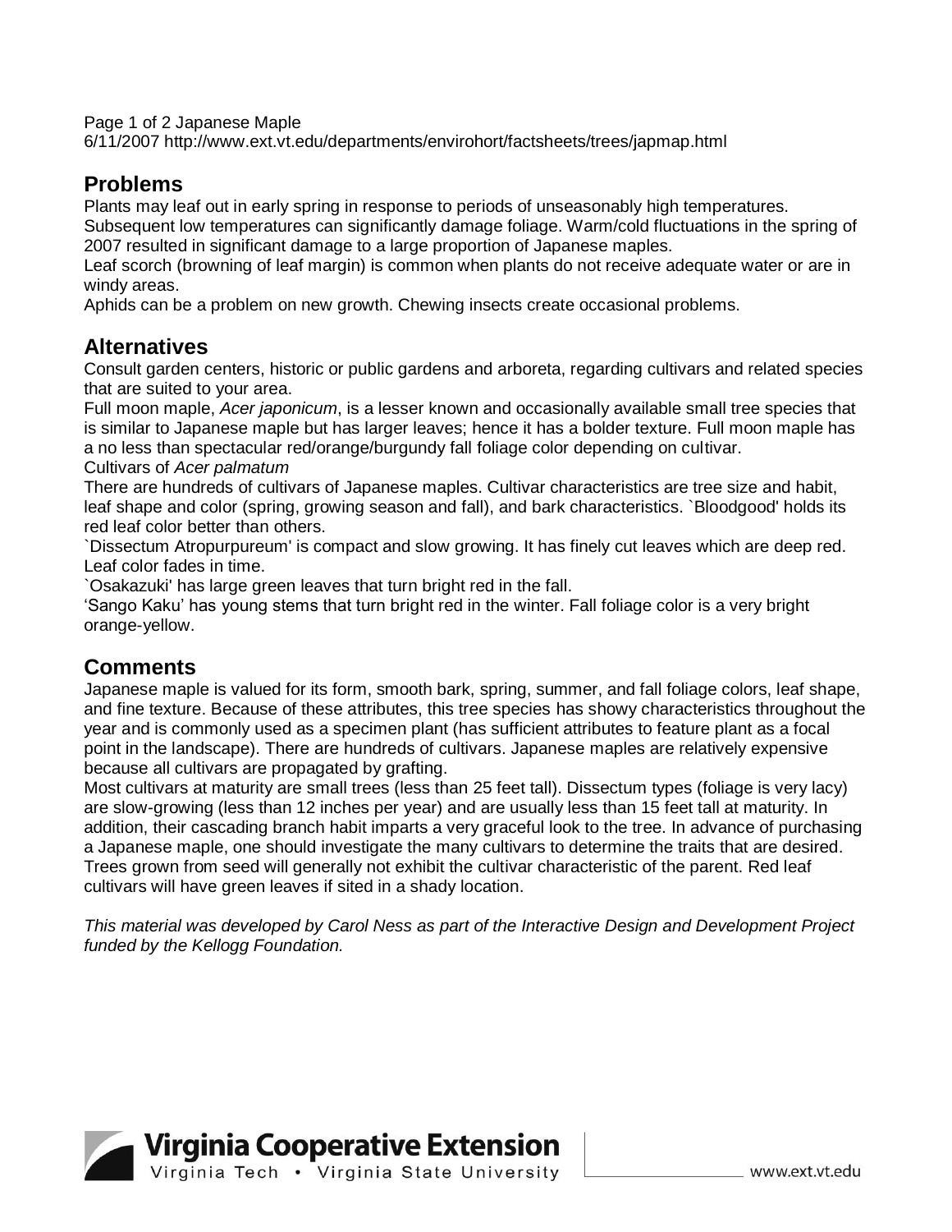## Problems

Plants may leaf out in early spring in response to periods of unseasonably high temperatures. Subsequent low temperatures can significantly damage foliage. Warm/cold fluctuations in the spring of 2007 resulted in significant damage to a large proportion of Japanese maples.

Leaf scorch (browning of leaf margin) is common when plants do not receive adequate water or are in windy areas.

Aphids can be a problem on new growth. Chewing insects create occasional problems.

## Alternatives

Consult garden centers, historic or public gardens and arboreta, regarding cultivars and related species that are suited to your area.

Full moon maple, *Acer japonicum*, is a lesser known and occasionally available small tree species that is similar to Japanese maple but has larger leaves; hence it has a bolder texture. Full moon maple has a no less than spectacular red/orange/burgundy fall foliage color depending on cultivar.

Cultivars of *Acer palmatum*

There are hundreds of cultivars of Japanese maples. Cultivar characteristics are tree size and habit, leaf shape and color (spring, growing season and fall), and bark characteristics. `Bloodgood' holds its red leaf color better than others.

`Dissectum Atropurpureum' is compact and slow growing. It has finely cut leaves which are deep red. Leaf color fades in time.

`Osakazuki' has large green leaves that turn bright red in the fall.

'Sango Kaku' has young stems that turn bright red in the winter. Fall foliage color is a very bright orange-yellow.

## Comments

Japanese maple is valued for its form, smooth bark, spring, summer, and fall foliage colors, leaf shape, and fine texture. Because of these attributes, this tree species has showy characteristics throughout the year and is commonly used as a specimen plant (has sufficient attributes to feature plant as a focal point in the landscape). There are hundreds of cultivars. Japanese maples are relatively expensive because all cultivars are propagated by grafting.

Most cultivars at maturity are small trees (less than 25 feet tall). Dissectum types (foliage is very lacy) are slow-growing (less than 12 inches per year) and are usually less than 15 feet tall at maturity. In addition, their cascading branch habit imparts a very graceful look to the tree. In advance of purchasing a Japanese maple, one should investigate the many cultivars to determine the traits that are desired. Trees grown from seed will generally not exhibit the cultivar characteristic of the parent. Red leaf cultivars will have green leaves if sited in a shady location.

*This material was developed by Carol Ness as part of the Interactive Design and Development Project funded by the Kellogg Foundation.*

Virginia Cooperative Extension
Virginia Tech • Virginia State University

www.ext.vt.edu